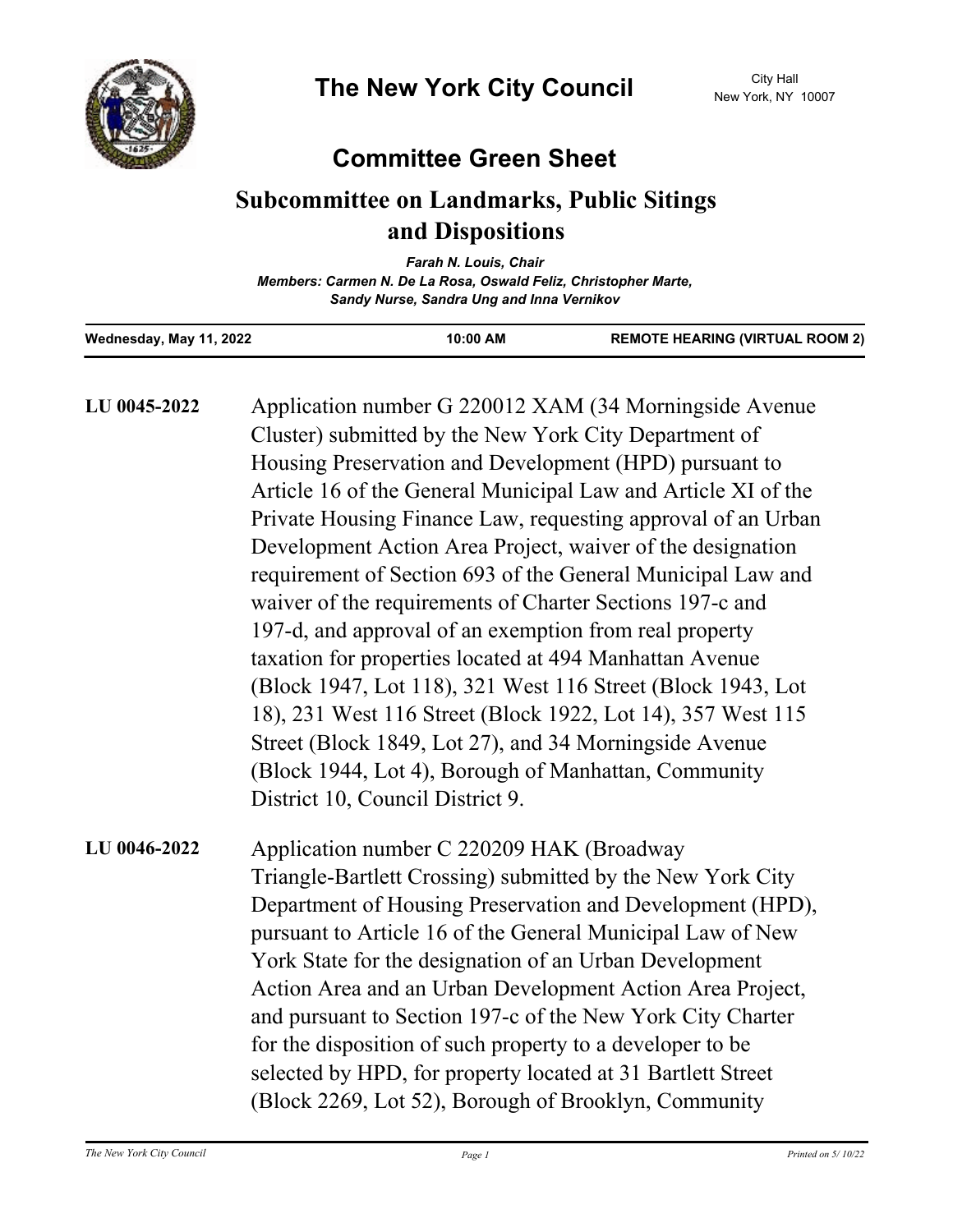# The New York City Council

City Hall
New York, NY 10007

## Committee Green Sheet

## Subcommittee on Landmarks, Public Sitings and Dispositions

*Farah N. Louis, Chair*
*Members: Carmen N. De La Rosa, Oswald Feliz, Christopher Marte, Sandy Nurse, Sandra Ung and Inna Vernikov*

**Wednesday, May 11, 2022** **10:00 AM** **REMOTE HEARING (VIRTUAL ROOM 2)**

---

**LU 0045-2022** Application number G 220012 XAM (34 Morningside Avenue Cluster) submitted by the New York City Department of Housing Preservation and Development (HPD) pursuant to Article 16 of the General Municipal Law and Article XI of the Private Housing Finance Law, requesting approval of an Urban Development Action Area Project, waiver of the designation requirement of Section 693 of the General Municipal Law and waiver of the requirements of Charter Sections 197-c and 197-d, and approval of an exemption from real property taxation for properties located at 494 Manhattan Avenue (Block 1947, Lot 118), 321 West 116 Street (Block 1943, Lot 18), 231 West 116 Street (Block 1922, Lot 14), 357 West 115 Street (Block 1849, Lot 27), and 34 Morningside Avenue (Block 1944, Lot 4), Borough of Manhattan, Community District 10, Council District 9.

**LU 0046-2022** Application number C 220209 HAK (Broadway Triangle-Bartlett Crossing) submitted by the New York City Department of Housing Preservation and Development (HPD), pursuant to Article 16 of the General Municipal Law of New York State for the designation of an Urban Development Action Area and an Urban Development Action Area Project, and pursuant to Section 197-c of the New York City Charter for the disposition of such property to a developer to be selected by HPD, for property located at 31 Bartlett Street (Block 2269, Lot 52), Borough of Brooklyn, Community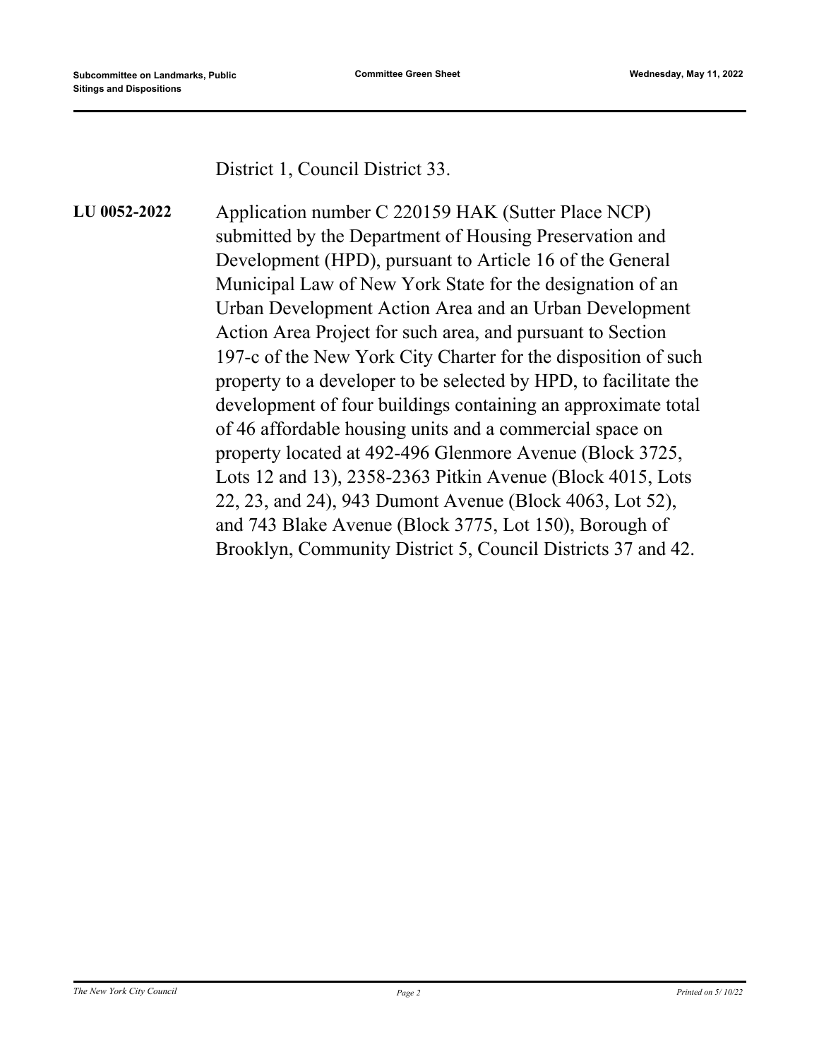District 1, Council District 33.

**LU 0052-2022** Application number C 220159 HAK (Sutter Place NCP) submitted by the Department of Housing Preservation and Development (HPD), pursuant to Article 16 of the General Municipal Law of New York State for the designation of an Urban Development Action Area and an Urban Development Action Area Project for such area, and pursuant to Section 197-c of the New York City Charter for the disposition of such property to a developer to be selected by HPD, to facilitate the development of four buildings containing an approximate total of 46 affordable housing units and a commercial space on property located at 492-496 Glenmore Avenue (Block 3725, Lots 12 and 13), 2358-2363 Pitkin Avenue (Block 4015, Lots 22, 23, and 24), 943 Dumont Avenue (Block 4063, Lot 52), and 743 Blake Avenue (Block 3775, Lot 150), Borough of Brooklyn, Community District 5, Council Districts 37 and 42.